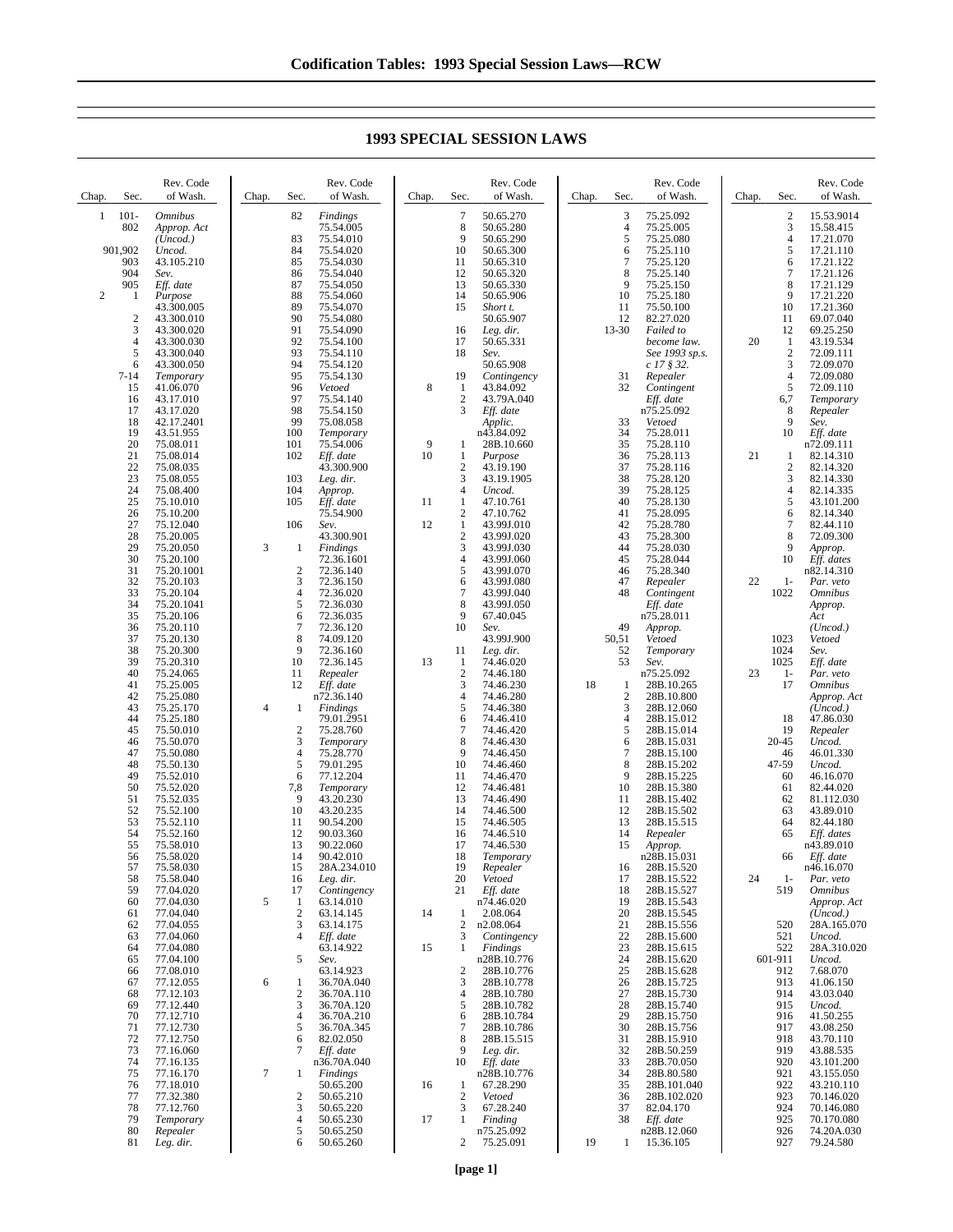# 1993 SPECIAL SESSION LAWS

| Chap. | Sec. | Rev. Code of Wash. |
|---|---|---|
| 1 | 101-802 | *Omnibus Approp. Act (Uncod.)* |
| | 901,902 | *Uncod.* |
| | 903 | 43.105.210 |
| | 904 | *Sev.* |
| | 905 | *Eff. date* |
| 2 | 1 | *Purpose* 43.300.005 |
| | 2 | 43.300.010 |
| | 3 | 43.300.020 |
| | 4 | 43.300.030 |
| | 5 | 43.300.040 |
| | 6 | 43.300.050 |
| | 7-14 | *Temporary* |
| | 15 | 41.06.070 |
| | 16 | 43.17.010 |
| | 17 | 43.17.020 |
| | 18 | 42.17.2401 |
| | 19 | 43.51.955 |
| | 20 | 75.08.011 |
| | 21 | 75.08.014 |
| | 22 | 75.08.035 |
| | 23 | 75.08.055 |
| | 24 | 75.08.400 |
| | 25 | 75.10.010 |
| | 26 | 75.10.200 |
| | 27 | 75.12.040 |
| | 28 | 75.20.005 |
| | 29 | 75.20.050 |
| | 30 | 75.20.100 |
| | 31 | 75.20.1001 |
| | 32 | 75.20.103 |
| | 33 | 75.20.104 |
| | 34 | 75.20.1041 |
| | 35 | 75.20.106 |
| | 36 | 75.20.110 |
| | 37 | 75.20.130 |
| | 38 | 75.20.300 |
| | 39 | 75.20.310 |
| | 40 | 75.24.065 |
| | 41 | 75.25.005 |
| | 42 | 75.25.080 |
| | 43 | 75.25.170 |
| | 44 | 75.25.180 |
| | 45 | 75.50.010 |
| | 46 | 75.50.070 |
| | 47 | 75.50.080 |
| | 48 | 75.50.130 |
| | 49 | 75.52.010 |
| | 50 | 75.52.020 |
| | 51 | 75.52.035 |
| | 52 | 75.52.100 |
| | 53 | 75.52.110 |
| | 54 | 75.52.160 |
| | 55 | 75.58.010 |
| | 56 | 75.58.020 |
| | 57 | 75.58.030 |
| | 58 | 75.58.040 |
| | 59 | 77.04.020 |
| | 60 | 77.04.030 |
| | 61 | 77.04.040 |
| | 62 | 77.04.055 |
| | 63 | 77.04.060 |
| | 64 | 77.04.080 |
| | 65 | 77.04.100 |
| | 66 | 77.08.010 |
| | 67 | 77.12.055 |
| | 68 | 77.12.103 |
| | 69 | 77.12.440 |
| | 70 | 77.12.710 |
| | 71 | 77.12.730 |
| | 72 | 77.12.750 |
| | 73 | 77.16.060 |
| | 74 | 77.16.135 |
| | 75 | 77.16.170 |
| | 76 | 77.18.010 |
| | 77 | 77.32.380 |
| | 78 | 77.12.760 |
| | 79 | *Temporary* |
| | 80 | *Repealer* |
| | 81 | *Leg. dir.* |
| | 82 | *Findings* 75.54.005 |
| | 83 | 75.54.010 |
| | 84 | 75.54.020 |
| | 85 | 75.54.030 |
| | 86 | 75.54.040 |
| | 87 | 75.54.050 |
| | 88 | 75.54.060 |
| | 89 | 75.54.070 |
| | 90 | 75.54.080 |
| | 91 | 75.54.090 |
| | 92 | 75.54.100 |
| | 93 | 75.54.110 |
| | 94 | 75.54.120 |
| | 95 | 75.54.130 |
| | 96 | *Vetoed* |
| | 97 | 75.54.140 |
| | 98 | 75.54.150 |
| | 99 | 75.08.058 |
| | 100 | *Temporary* |
| | 101 | 75.54.006 |
| | 102 | *Eff. date* 43.300.900 |
| | 103 | *Leg. dir.* |
| | 104 | *Approp.* |
| | 105 | *Eff. date* 75.54.900 |
| | 106 | *Sev.* 43.300.901 |
| 3 | 1 | *Findings* 72.36.1601 |
| | 2 | 72.36.140 |
| | 3 | 72.36.150 |
| | 4 | 72.36.020 |
| | 5 | 72.36.030 |
| | 6 | 72.36.035 |
| | 7 | 72.36.120 |
| | 8 | 74.09.120 |
| | 9 | 72.36.160 |
| | 10 | 72.36.145 |
| | 11 | *Repealer* |
| | 12 | *Eff. date* n72.36.140 |
| 4 | 1 | *Findings* 79.01.2951 |
| | 2 | 75.28.760 |
| | 3 | *Temporary* |
| | 4 | 75.28.770 |
| | 5 | 79.01.295 |
| | 6 | 77.12.204 |
| | 7,8 | *Temporary* |
| | 9 | 43.20.230 |
| | 10 | 43.20.235 |
| | 11 | 90.54.200 |
| | 12 | 90.03.360 |
| | 13 | 90.22.060 |
| | 14 | 90.42.010 |
| | 15 | 28A.234.010 |
| | 16 | *Leg. dir.* |
| | 17 | *Contingency* |
| 5 | 1 | 63.14.010 |
| | 2 | 63.14.145 |
| | 3 | 63.14.175 |
| | 4 | *Eff. date* 63.14.922 |
| | 5 | *Sev.* 63.14.923 |
| 6 | 1 | 36.70A.040 |
| | 2 | 36.70A.110 |
| | 3 | 36.70A.120 |
| | 4 | 36.70A.210 |
| | 5 | 36.70A.345 |
| | 6 | 82.02.050 |
| | 7 | *Eff. date* n36.70A.040 |
| 7 | 1 | *Findings* 50.65.200 |
| | 2 | 50.65.210 |
| | 3 | 50.65.220 |
| | 4 | 50.65.230 |
| | 5 | 50.65.250 |
| | 6 | 50.65.260 |
| | 7 | 50.65.270 |
| | 8 | 50.65.280 |
| | 9 | 50.65.290 |
| | 10 | 50.65.300 |
| | 11 | 50.65.310 |
| | 12 | 50.65.320 |
| | 13 | 50.65.330 |
| | 14 | 50.65.906 |
| | 15 | *Short t.* 50.65.907 |
| | 16 | *Leg. dir.* |
| | 17 | 50.65.331 |
| | 18 | *Sev.* 50.65.908 |
| | 19 | *Contingency* |
| 8 | 1 | 43.84.092 |
| | 2 | 43.79A.040 |
| | 3 | *Eff. date Applic.* n43.84.092 |
| 9 | 1 | 28B.10.660 |
| 10 | 1 | *Purpose* |
| | 2 | 43.19.190 |
| | 3 | 43.19.1905 |
| | 4 | *Uncod.* |
| 11 | 1 | 47.10.761 |
| | 2 | 47.10.762 |
| 12 | 1 | 43.99J.010 |
| | 2 | 43.99J.020 |
| | 3 | 43.99J.030 |
| | 4 | 43.99J.060 |
| | 5 | 43.99J.070 |
| | 6 | 43.99J.080 |
| | 7 | 43.99J.040 |
| | 8 | 43.99J.050 |
| | 9 | 67.40.045 |
| | 10 | *Sev.* 43.99J.900 |
| | 11 | *Leg. dir.* |
| 13 | 1 | 74.46.020 |
| | 2 | 74.46.180 |
| | 3 | 74.46.230 |
| | 4 | 74.46.280 |
| | 5 | 74.46.380 |
| | 6 | 74.46.410 |
| | 7 | 74.46.420 |
| | 8 | 74.46.430 |
| | 9 | 74.46.450 |
| | 10 | 74.46.460 |
| | 11 | 74.46.470 |
| | 12 | 74.46.481 |
| | 13 | 74.46.490 |
| | 14 | 74.46.500 |
| | 15 | 74.46.505 |
| | 16 | 74.46.510 |
| | 17 | 74.46.530 |
| | 18 | *Temporary* |
| | 19 | *Repealer* |
| | 20 | *Vetoed* |
| | 21 | *Eff. date* n74.46.020 |
| 14 | 1 | 2.08.064 |
| | 2 | n2.08.064 |
| | 3 | *Contingency* |
| 15 | 1 | *Findings* n28B.10.776 |
| | 2 | 28B.10.776 |
| | 3 | 28B.10.778 |
| | 4 | 28B.10.780 |
| | 5 | 28B.10.782 |
| | 6 | 28B.10.784 |
| | 7 | 28B.10.786 |
| | 8 | 28B.15.515 |
| | 9 | *Leg. dir.* |
| | 10 | *Eff. date* n28B.10.776 |
| 16 | 1 | 67.28.290 |
| | 2 | *Vetoed* |
| | 3 | 67.28.240 |
| 17 | 1 | *Finding* n75.25.092 |
| | 2 | 75.25.091 |
| | 3 | 75.25.092 |
| | 4 | 75.25.005 |
| | 5 | 75.25.080 |
| | 6 | 75.25.110 |
| | 7 | 75.25.120 |
| | 8 | 75.25.140 |
| | 9 | 75.25.150 |
| | 10 | 75.25.180 |
| | 11 | 75.50.100 |
| | 12 | 82.27.020 |
| | 13-30 | *Failed to become law. See 1993 sp.s. c 17 § 32.* |
| | 31 | *Repealer* |
| | 32 | *Contingent Eff. date* n75.25.092 |
| | 33 | *Vetoed* |
| | 34 | 75.28.011 |
| | 35 | 75.28.110 |
| | 36 | 75.28.113 |
| | 37 | 75.28.116 |
| | 38 | 75.28.120 |
| | 39 | 75.28.125 |
| | 40 | 75.28.130 |
| | 41 | 75.28.095 |
| | 42 | 75.28.780 |
| | 43 | 75.28.300 |
| | 44 | 75.28.030 |
| | 45 | 75.28.044 |
| | 46 | 75.28.340 |
| | 47 | *Repealer* |
| | 48 | *Contingent Eff. date* n75.28.011 |
| | 49 | *Approp.* |
| | 50,51 | *Vetoed* |
| | 52 | *Temporary* |
| | 53 | *Sev.* n75.25.092 |
| 18 | 1 | 28B.10.265 |
| | 2 | 28B.10.800 |
| | 3 | 28B.12.060 |
| | 4 | 28B.15.012 |
| | 5 | 28B.15.014 |
| | 6 | 28B.15.031 |
| | 7 | 28B.15.100 |
| | 8 | 28B.15.202 |
| | 9 | 28B.15.225 |
| | 10 | 28B.15.380 |
| | 11 | 28B.15.402 |
| | 12 | 28B.15.502 |
| | 13 | 28B.15.515 |
| | 14 | *Repealer* |
| | 15 | *Approp.* n28B.15.031 |
| | 16 | 28B.15.520 |
| | 17 | 28B.15.522 |
| | 18 | 28B.15.527 |
| | 19 | 28B.15.543 |
| | 20 | 28B.15.545 |
| | 21 | 28B.15.556 |
| | 22 | 28B.15.600 |
| | 23 | 28B.15.615 |
| | 24 | 28B.15.620 |
| | 25 | 28B.15.628 |
| | 26 | 28B.15.725 |
| | 27 | 28B.15.730 |
| | 28 | 28B.15.740 |
| | 29 | 28B.15.750 |
| | 30 | 28B.15.756 |
| | 31 | 28B.15.910 |
| | 32 | 28B.50.259 |
| | 33 | 28B.70.050 |
| | 34 | 28B.80.580 |
| | 35 | 28B.101.040 |
| | 36 | 28B.102.020 |
| | 37 | 82.04.170 |
| | 38 | *Eff. date* n28B.12.060 |
| 19 | 1 | 15.36.105 |
| | 2 | 15.53.9014 |
| | 3 | 15.58.415 |
| | 4 | 17.21.070 |
| | 5 | 17.21.110 |
| | 6 | 17.21.122 |
| | 7 | 17.21.126 |
| | 8 | 17.21.129 |
| | 9 | 17.21.220 |
| | 10 | 17.21.360 |
| | 11 | 69.07.040 |
| | 12 | 69.25.250 |
| 20 | 1 | 43.19.534 |
| | 2 | 72.09.111 |
| | 3 | 72.09.070 |
| | 4 | 72.09.080 |
| | 5 | 72.09.110 |
| | 6,7 | *Temporary* |
| | 8 | *Repealer* |
| | 9 | *Sev.* |
| | 10 | *Eff. date* n72.09.111 |
| 21 | 1 | 82.14.310 |
| | 2 | 82.14.320 |
| | 3 | 82.14.330 |
| | 4 | 82.14.335 |
| | 5 | 43.101.200 |
| | 6 | 82.14.340 |
| | 7 | 82.44.110 |
| | 8 | 72.09.300 |
| | 9 | *Approp.* |
| | 10 | *Eff. dates* n82.14.310 |
| 22 | 1-1022 | *Par. veto Omnibus Approp. Act (Uncod.)* |
| | 1023 | *Vetoed* |
| | 1024 | *Sev.* |
| | 1025 | *Eff. date* |
| 23 | 1-17 | *Par. veto Omnibus Approp. Act (Uncod.)* |
| | 18 | 47.86.030 |
| | 19 | *Repealer* |
| | 20-45 | *Uncod.* |
| | 46 | 46.01.330 |
| | 47-59 | *Uncod.* |
| | 60 | 46.16.070 |
| | 61 | 82.44.020 |
| | 62 | 81.112.030 |
| | 63 | 43.89.010 |
| | 64 | 82.44.180 |
| | 65 | *Eff. dates* n43.89.010 |
| | 66 | *Eff. date* n46.16.070 |
| 24 | 1-519 | *Par. veto Omnibus Approp. Act (Uncod.)* |
| | 520 | 28A.165.070 |
| | 521 | *Uncod.* |
| | 522 | 28A.310.020 |
| | 601-911 | *Uncod.* |
| | 912 | 7.68.070 |
| | 913 | 41.06.150 |
| | 914 | 43.03.040 |
| | 915 | *Uncod.* |
| | 916 | 41.50.255 |
| | 917 | 43.08.250 |
| | 918 | 43.70.110 |
| | 919 | 43.88.535 |
| | 920 | 43.101.200 |
| | 921 | 43.155.050 |
| | 922 | 43.210.110 |
| | 923 | 70.146.020 |
| | 924 | 70.146.080 |
| | 925 | 70.170.080 |
| | 926 | 74.20A.030 |
| | 927 | 79.24.580 |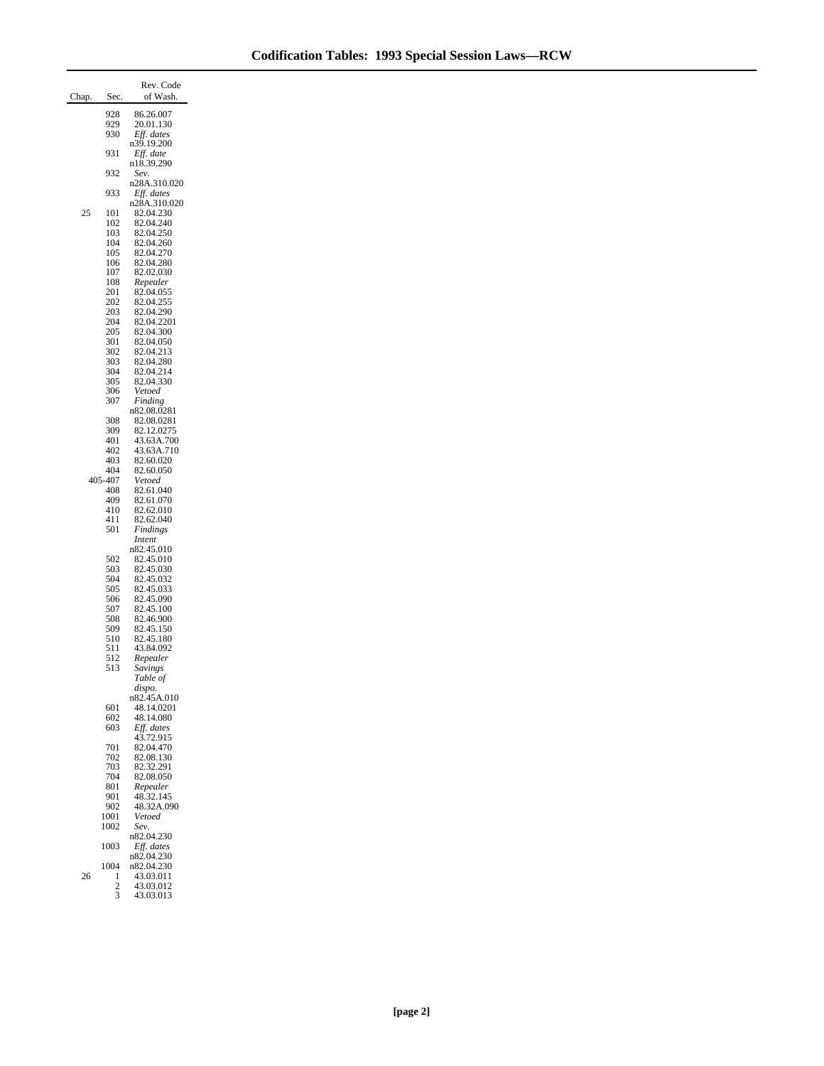| Chap. | Sec. | Rev. Code of Wash. |
|---|---|---|
| | 928 | 86.26.007 |
| | 929 | 20.01.130 |
| | 930 | *Eff. dates* n39.19.200 |
| | 931 | *Eff. date* n18.39.290 |
| | 932 | *Sev.* n28A.310.020 |
| | 933 | *Eff. dates* n28A.310.020 |
| 25 | 101 | 82.04.230 |
| | 102 | 82.04.240 |
| | 103 | 82.04.250 |
| | 104 | 82.04.260 |
| | 105 | 82.04.270 |
| | 106 | 82.04.280 |
| | 107 | 82.02.030 |
| | 108 | *Repealer* |
| | 201 | 82.04.055 |
| | 202 | 82.04.255 |
| | 203 | 82.04.290 |
| | 204 | 82.04.2201 |
| | 205 | 82.04.300 |
| | 301 | 82.04.050 |
| | 302 | 82.04.213 |
| | 303 | 82.04.280 |
| | 304 | 82.04.214 |
| | 305 | 82.04.330 |
| | 306 | *Vetoed* |
| | 307 | *Finding* n82.08.0281 |
| | 308 | 82.08.0281 |
| | 309 | 82.12.0275 |
| | 401 | 43.63A.700 |
| | 402 | 43.63A.710 |
| | 403 | 82.60.020 |
| | 404 | 82.60.050 |
| | 405-407 | *Vetoed* |
| | 408 | 82.61.040 |
| | 409 | 82.61.070 |
| | 410 | 82.62.010 |
| | 411 | 82.62.040 |
| | 501 | *Findings Intent* n82.45.010 |
| | 502 | 82.45.010 |
| | 503 | 82.45.030 |
| | 504 | 82.45.032 |
| | 505 | 82.45.033 |
| | 506 | 82.45.090 |
| | 507 | 82.45.100 |
| | 508 | 82.46.900 |
| | 509 | 82.45.150 |
| | 510 | 82.45.180 |
| | 511 | 43.84.092 |
| | 512 | *Repealer* |
| | 513 | *Savings Table of dispo.* n82.45A.010 |
| | 601 | 48.14.0201 |
| | 602 | 48.14.080 |
| | 603 | *Eff. dates* 43.72.915 |
| | 701 | 82.04.470 |
| | 702 | 82.08.130 |
| | 703 | 82.32.291 |
| | 704 | 82.08.050 |
| | 801 | *Repealer* |
| | 901 | 48.32.145 |
| | 902 | 48.32A.090 |
| | 1001 | *Vetoed* |
| | 1002 | *Sev.* n82.04.230 |
| | 1003 | *Eff. dates* n82.04.230 |
| | 1004 | n82.04.230 |
| 26 | 1 | 43.03.011 |
| | 2 | 43.03.012 |
| | 3 | 43.03.013 |